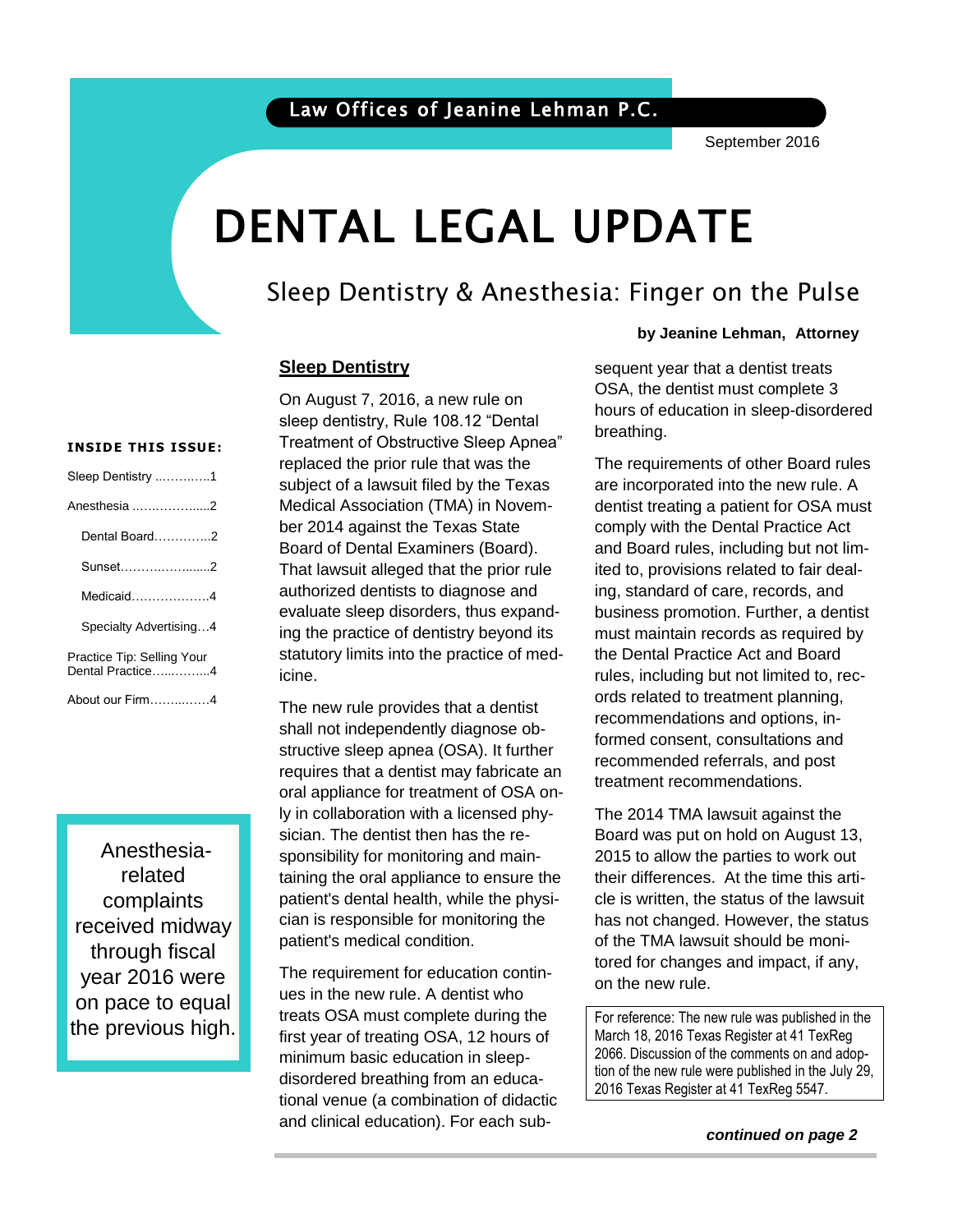Law Offices of Jeanine Lehman P.C.

September 2016

# DENTAL LEGAL UPDATE

## Sleep Dentistry & Anesthesia: Finger on the Pulse

**by Jeanine Lehman, Attorney**

**INSIDE THIS ISSUE:**

- Sleep Dentistry ..............1
- Anesthesia ....................2
  - Dental Board..............2
  - Sunset.........................2
  - Medicaid....................4
  - Specialty Advertising...4
- Practice Tip: Selling Your Dental Practice..............4
- About our Firm..............4

> Anesthesia-related complaints received midway through fiscal year 2016 were on pace to equal the previous high.

### Sleep Dentistry

On August 7, 2016, a new rule on sleep dentistry, Rule 108.12 "Dental Treatment of Obstructive Sleep Apnea" replaced the prior rule that was the subject of a lawsuit filed by the Texas Medical Association (TMA) in November 2014 against the Texas State Board of Dental Examiners (Board). That lawsuit alleged that the prior rule authorized dentists to diagnose and evaluate sleep disorders, thus expanding the practice of dentistry beyond its statutory limits into the practice of medicine.

The new rule provides that a dentist shall not independently diagnose obstructive sleep apnea (OSA). It further requires that a dentist may fabricate an oral appliance for treatment of OSA only in collaboration with a licensed physician. The dentist then has the responsibility for monitoring and maintaining the oral appliance to ensure the patient's dental health, while the physician is responsible for monitoring the patient's medical condition.

The requirement for education continues in the new rule. A dentist who treats OSA must complete during the first year of treating OSA, 12 hours of minimum basic education in sleep-disordered breathing from an educational venue (a combination of didactic and clinical education). For each subsequent year that a dentist treats OSA, the dentist must complete 3 hours of education in sleep-disordered breathing.

The requirements of other Board rules are incorporated into the new rule. A dentist treating a patient for OSA must comply with the Dental Practice Act and Board rules, including but not limited to, provisions related to fair dealing, standard of care, records, and business promotion. Further, a dentist must maintain records as required by the Dental Practice Act and Board rules, including but not limited to, records related to treatment planning, recommendations and options, informed consent, consultations and recommended referrals, and post treatment recommendations.

The 2014 TMA lawsuit against the Board was put on hold on August 13, 2015 to allow the parties to work out their differences. At the time this article is written, the status of the lawsuit has not changed. However, the status of the TMA lawsuit should be monitored for changes and impact, if any, on the new rule.

> For reference: The new rule was published in the March 18, 2016 Texas Register at 41 TexReg 2066. Discussion of the comments on and adoption of the new rule were published in the July 29, 2016 Texas Register at 41 TexReg 5547.

***continued on page 2***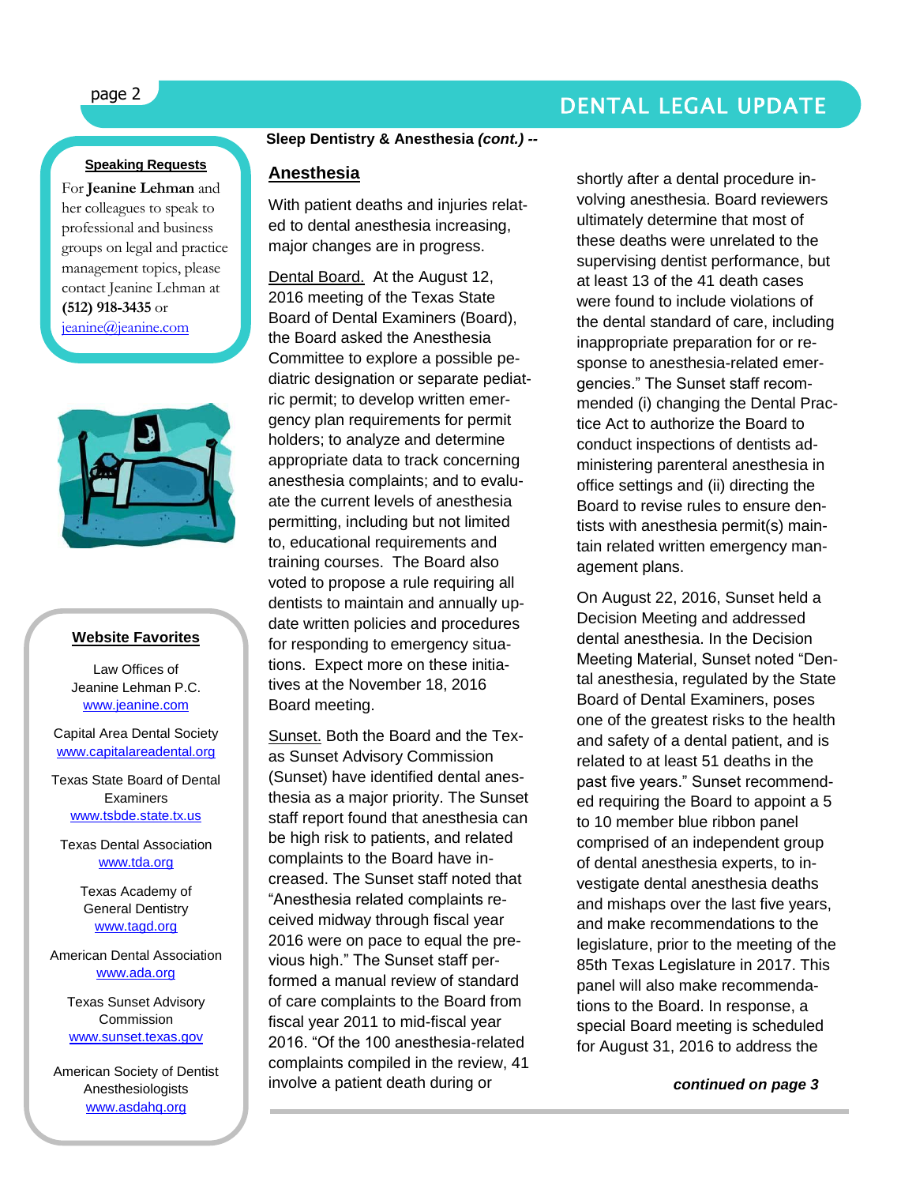**Sleep Dentistry & Anesthesia *(cont.)* --**

## Anesthesia

With patient deaths and injuries related to dental anesthesia increasing, major changes are in progress.

Dental Board. At the August 12, 2016 meeting of the Texas State Board of Dental Examiners (Board), the Board asked the Anesthesia Committee to explore a possible pediatric designation or separate pediatric permit; to develop written emergency plan requirements for permit holders; to analyze and determine appropriate data to track concerning anesthesia complaints; and to evaluate the current levels of anesthesia permitting, including but not limited to, educational requirements and training courses. The Board also voted to propose a rule requiring all dentists to maintain and annually update written policies and procedures for responding to emergency situations. Expect more on these initiatives at the November 18, 2016 Board meeting.

Sunset. Both the Board and the Texas Sunset Advisory Commission (Sunset) have identified dental anesthesia as a major priority. The Sunset staff report found that anesthesia can be high risk to patients, and related complaints to the Board have increased. The Sunset staff noted that "Anesthesia related complaints received midway through fiscal year 2016 were on pace to equal the previous high." The Sunset staff performed a manual review of standard of care complaints to the Board from fiscal year 2011 to mid-fiscal year 2016. "Of the 100 anesthesia-related complaints compiled in the review, 41 involve a patient death during or shortly after a dental procedure involving anesthesia. Board reviewers ultimately determine that most of these deaths were unrelated to the supervising dentist performance, but at least 13 of the 41 death cases were found to include violations of the dental standard of care, including inappropriate preparation for or response to anesthesia-related emergencies." The Sunset staff recommended (i) changing the Dental Practice Act to authorize the Board to conduct inspections of dentists administering parenteral anesthesia in office settings and (ii) directing the Board to revise rules to ensure dentists with anesthesia permit(s) maintain related written emergency management plans.

On August 22, 2016, Sunset held a Decision Meeting and addressed dental anesthesia. In the Decision Meeting Material, Sunset noted "Dental anesthesia, regulated by the State Board of Dental Examiners, poses one of the greatest risks to the health and safety of a dental patient, and is related to at least 51 deaths in the past five years." Sunset recommended requiring the Board to appoint a 5 to 10 member blue ribbon panel comprised of an independent group of dental anesthesia experts, to investigate dental anesthesia deaths and mishaps over the last five years, and make recommendations to the legislature, prior to the meeting of the 85th Texas Legislature in 2017. This panel will also make recommendations to the Board. In response, a special Board meeting is scheduled for August 31, 2016 to address the

***continued on page 3***

---

**Speaking Requests**

For **Jeanine Lehman** and her colleagues to speak to professional and business groups on legal and practice management topics, please contact Jeanine Lehman at **(512) 918-3435** or jeanine@jeanine.com

---

**Website Favorites**

Law Offices of Jeanine Lehman P.C.
www.jeanine.com

Capital Area Dental Society
www.capitalareadental.org

Texas State Board of Dental Examiners
www.tsbde.state.tx.us

Texas Dental Association
www.tda.org

Texas Academy of General Dentistry
www.tagd.org

American Dental Association
www.ada.org

Texas Sunset Advisory Commission
www.sunset.texas.gov

American Society of Dentist Anesthesiologists
www.asdahq.org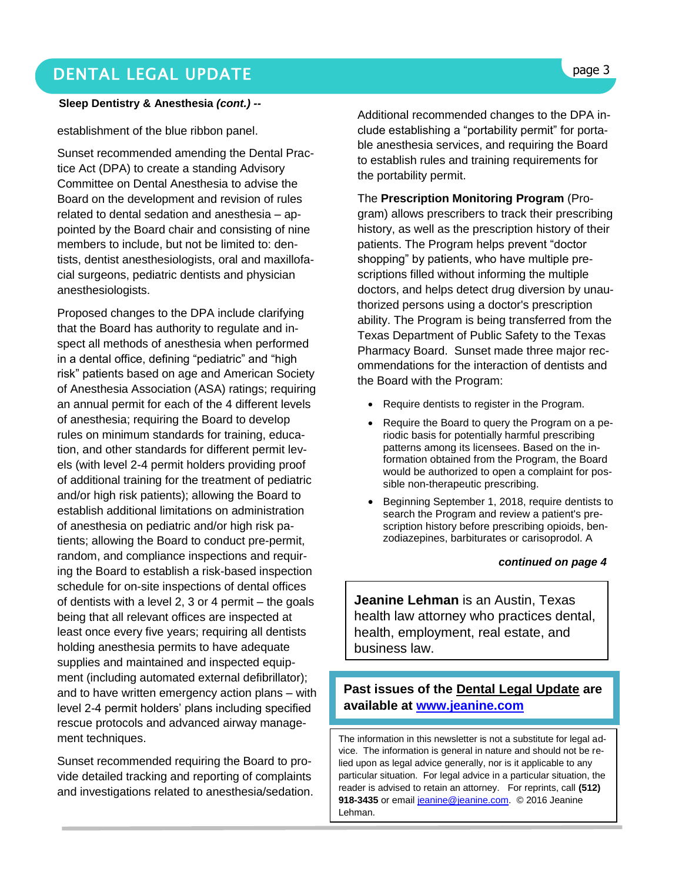**Sleep Dentistry & Anesthesia *(cont.)* --**

establishment of the blue ribbon panel.

Sunset recommended amending the Dental Practice Act (DPA) to create a standing Advisory Committee on Dental Anesthesia to advise the Board on the development and revision of rules related to dental sedation and anesthesia – appointed by the Board chair and consisting of nine members to include, but not be limited to: dentists, dentist anesthesiologists, oral and maxillofacial surgeons, pediatric dentists and physician anesthesiologists.

Proposed changes to the DPA include clarifying that the Board has authority to regulate and inspect all methods of anesthesia when performed in a dental office, defining "pediatric" and "high risk" patients based on age and American Society of Anesthesia Association (ASA) ratings; requiring an annual permit for each of the 4 different levels of anesthesia; requiring the Board to develop rules on minimum standards for training, education, and other standards for different permit levels (with level 2-4 permit holders providing proof of additional training for the treatment of pediatric and/or high risk patients); allowing the Board to establish additional limitations on administration of anesthesia on pediatric and/or high risk patients; allowing the Board to conduct pre-permit, random, and compliance inspections and requiring the Board to establish a risk-based inspection schedule for on-site inspections of dental offices of dentists with a level 2, 3 or 4 permit – the goals being that all relevant offices are inspected at least once every five years; requiring all dentists holding anesthesia permits to have adequate supplies and maintained and inspected equipment (including automated external defibrillator); and to have written emergency action plans – with level 2-4 permit holders' plans including specified rescue protocols and advanced airway management techniques.

Sunset recommended requiring the Board to provide detailed tracking and reporting of complaints and investigations related to anesthesia/sedation.

Additional recommended changes to the DPA include establishing a "portability permit" for portable anesthesia services, and requiring the Board to establish rules and training requirements for the portability permit.

The **Prescription Monitoring Program** (Program) allows prescribers to track their prescribing history, as well as the prescription history of their patients. The Program helps prevent "doctor shopping" by patients, who have multiple prescriptions filled without informing the multiple doctors, and helps detect drug diversion by unauthorized persons using a doctor's prescription ability. The Program is being transferred from the Texas Department of Public Safety to the Texas Pharmacy Board. Sunset made three major recommendations for the interaction of dentists and the Board with the Program:

- Require dentists to register in the Program.
- Require the Board to query the Program on a periodic basis for potentially harmful prescribing patterns among its licensees. Based on the information obtained from the Program, the Board would be authorized to open a complaint for possible non-therapeutic prescribing.
- Beginning September 1, 2018, require dentists to search the Program and review a patient's prescription history before prescribing opioids, benzodiazepines, barbiturates or carisoprodol. A

***continued on page 4***

**Jeanine Lehman** is an Austin, Texas health law attorney who practices dental, health, employment, real estate, and business law.

**Past issues of the Dental Legal Update are available at [www.jeanine.com](http://www.jeanine.com)**

The information in this newsletter is not a substitute for legal advice. The information is general in nature and should not be relied upon as legal advice generally, nor is it applicable to any particular situation. For legal advice in a particular situation, the reader is advised to retain an attorney. For reprints, call **(512) 918-3435** or email [jeanine@jeanine.com](mailto:jeanine@jeanine.com). © 2016 Jeanine Lehman.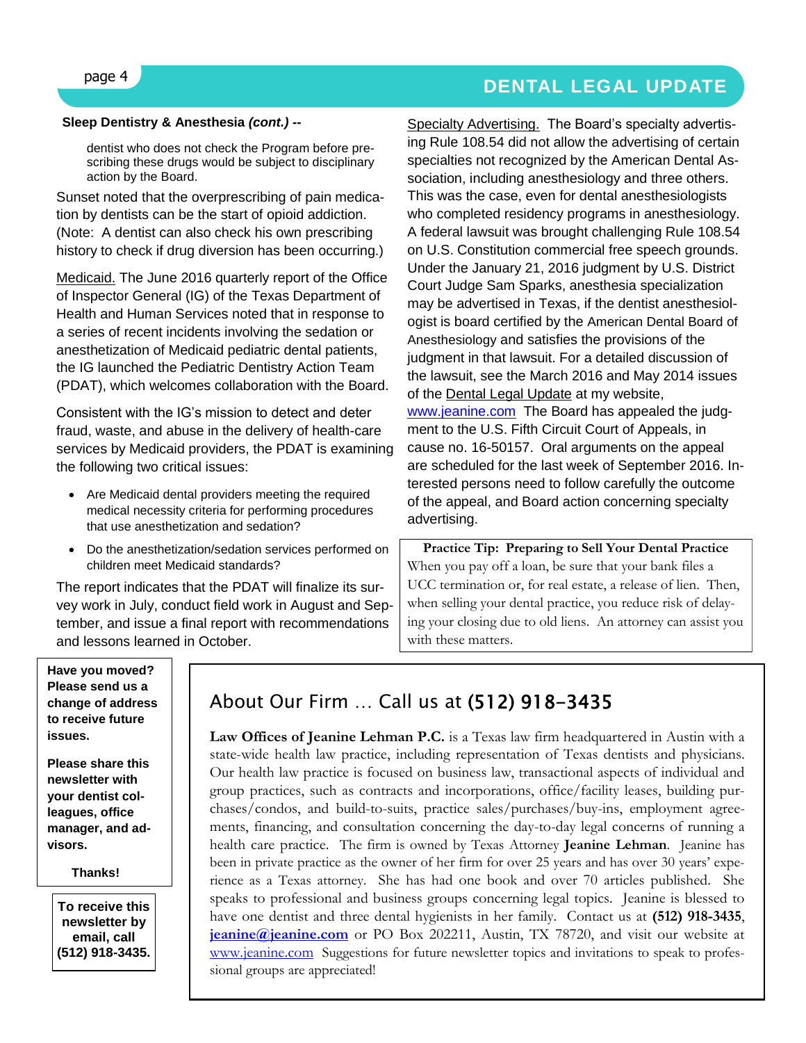**Sleep Dentistry & Anesthesia *(cont.)* --**

> dentist who does not check the Program before prescribing these drugs would be subject to disciplinary action by the Board.

Sunset noted that the overprescribing of pain medication by dentists can be the start of opioid addiction. (Note: A dentist can also check his own prescribing history to check if drug diversion has been occurring.)

Medicaid. The June 2016 quarterly report of the Office of Inspector General (IG) of the Texas Department of Health and Human Services noted that in response to a series of recent incidents involving the sedation or anesthetization of Medicaid pediatric dental patients, the IG launched the Pediatric Dentistry Action Team (PDAT), which welcomes collaboration with the Board.

Consistent with the IG's mission to detect and deter fraud, waste, and abuse in the delivery of health-care services by Medicaid providers, the PDAT is examining the following two critical issues:

- Are Medicaid dental providers meeting the required medical necessity criteria for performing procedures that use anesthetization and sedation?
- Do the anesthetization/sedation services performed on children meet Medicaid standards?

The report indicates that the PDAT will finalize its survey work in July, conduct field work in August and September, and issue a final report with recommendations and lessons learned in October.

Specialty Advertising. The Board's specialty advertising Rule 108.54 did not allow the advertising of certain specialties not recognized by the American Dental Association, including anesthesiology and three others. This was the case, even for dental anesthesiologists who completed residency programs in anesthesiology. A federal lawsuit was brought challenging Rule 108.54 on U.S. Constitution commercial free speech grounds. Under the January 21, 2016 judgment by U.S. District Court Judge Sam Sparks, anesthesia specialization may be advertised in Texas, if the dentist anesthesiologist is board certified by the American Dental Board of Anesthesiology and satisfies the provisions of the judgment in that lawsuit. For a detailed discussion of the lawsuit, see the March 2016 and May 2014 issues of the Dental Legal Update at my website, www.jeanine.com The Board has appealed the judgment to the U.S. Fifth Circuit Court of Appeals, in cause no. 16-50157. Oral arguments on the appeal are scheduled for the last week of September 2016. Interested persons need to follow carefully the outcome of the appeal, and Board action concerning specialty advertising.

**Practice Tip: Preparing to Sell Your Dental Practice**

When you pay off a loan, be sure that your bank files a UCC termination or, for real estate, a release of lien. Then, when selling your dental practice, you reduce risk of delaying your closing due to old liens. An attorney can assist you with these matters.

**Have you moved? Please send us a change of address to receive future issues.**

**Please share this newsletter with your dentist colleagues, office manager, and advisors.**

**Thanks!**

**To receive this newsletter by email, call (512) 918-3435.**

## About Our Firm … Call us at (512) 918-3435

**Law Offices of Jeanine Lehman P.C.** is a Texas law firm headquartered in Austin with a state-wide health law practice, including representation of Texas dentists and physicians. Our health law practice is focused on business law, transactional aspects of individual and group practices, such as contracts and incorporations, office/facility leases, building purchases/condos, and build-to-suits, practice sales/purchases/buy-ins, employment agreements, financing, and consultation concerning the day-to-day legal concerns of running a health care practice. The firm is owned by Texas Attorney **Jeanine Lehman**. Jeanine has been in private practice as the owner of her firm for over 25 years and has over 30 years' experience as a Texas attorney. She has had one book and over 70 articles published. She speaks to professional and business groups concerning legal topics. Jeanine is blessed to have one dentist and three dental hygienists in her family. Contact us at **(512) 918-3435**, **jeanine@jeanine.com** or PO Box 202211, Austin, TX 78720, and visit our website at www.jeanine.com Suggestions for future newsletter topics and invitations to speak to professional groups are appreciated!